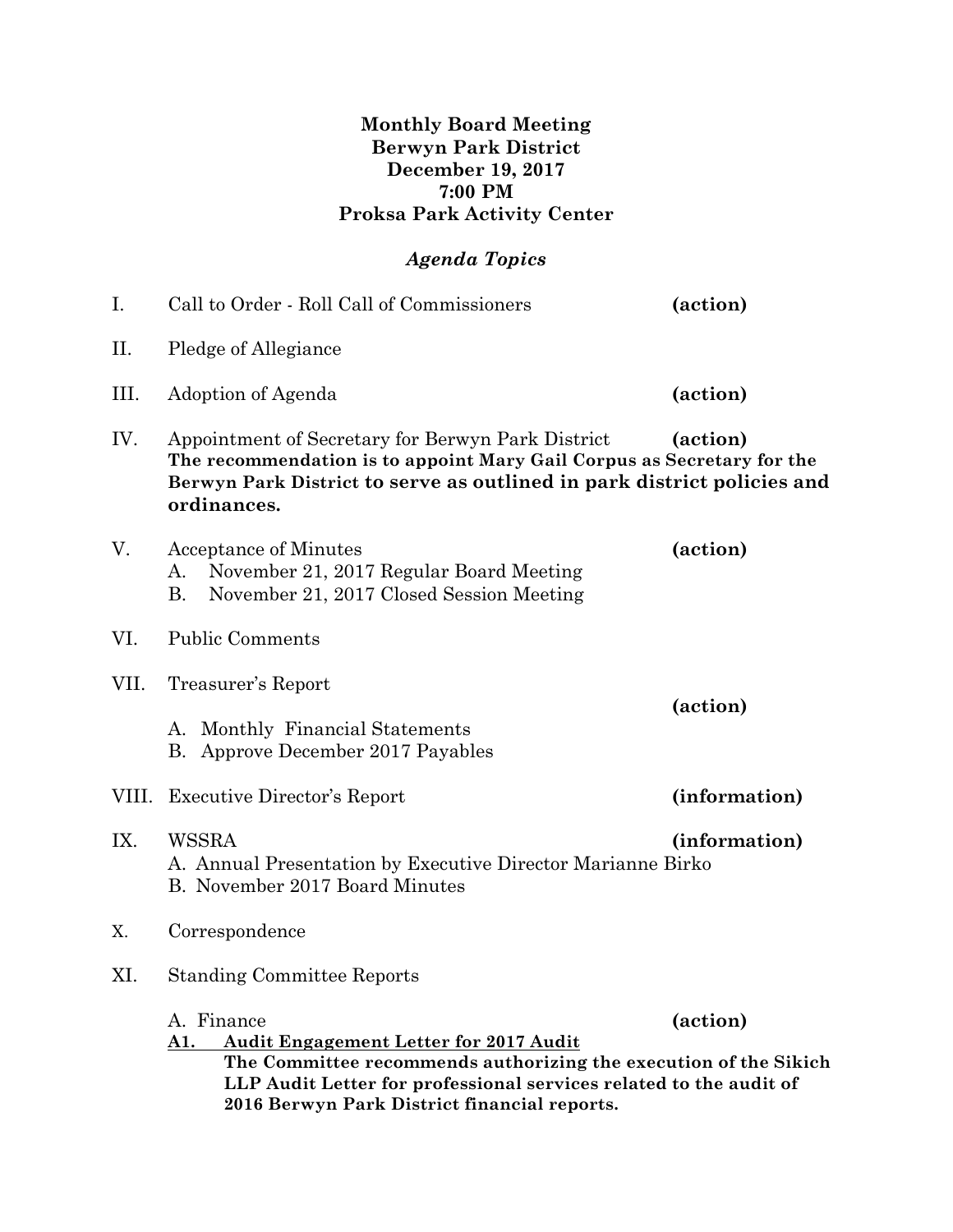**Monthly Board Meeting**
**Berwyn Park District**
**December 19, 2017**
**7:00 PM**
**Proksa Park Activity Center**

***Agenda Topics***

I. Call to Order - Roll Call of Commissioners **(action)**

II. Pledge of Allegiance

III. Adoption of Agenda **(action)**

IV. Appointment of Secretary for Berwyn Park District **(action)**
**The recommendation is to appoint Mary Gail Corpus as Secretary for the Berwyn Park District to serve as outlined in park district policies and ordinances.**

V. Acceptance of Minutes **(action)**
   A. November 21, 2017 Regular Board Meeting
   B. November 21, 2017 Closed Session Meeting

VI. Public Comments

VII. Treasurer's Report **(action)**
   A. Monthly Financial Statements
   B. Approve December 2017 Payables

VIII. Executive Director's Report **(information)**

IX. WSSRA **(information)**
   A. Annual Presentation by Executive Director Marianne Birko
   B. November 2017 Board Minutes

X. Correspondence

XI. Standing Committee Reports

   A. Finance **(action)**
   **A1. Audit Engagement Letter for 2017 Audit**
   **The Committee recommends authorizing the execution of the Sikich LLP Audit Letter for professional services related to the audit of 2016 Berwyn Park District financial reports.**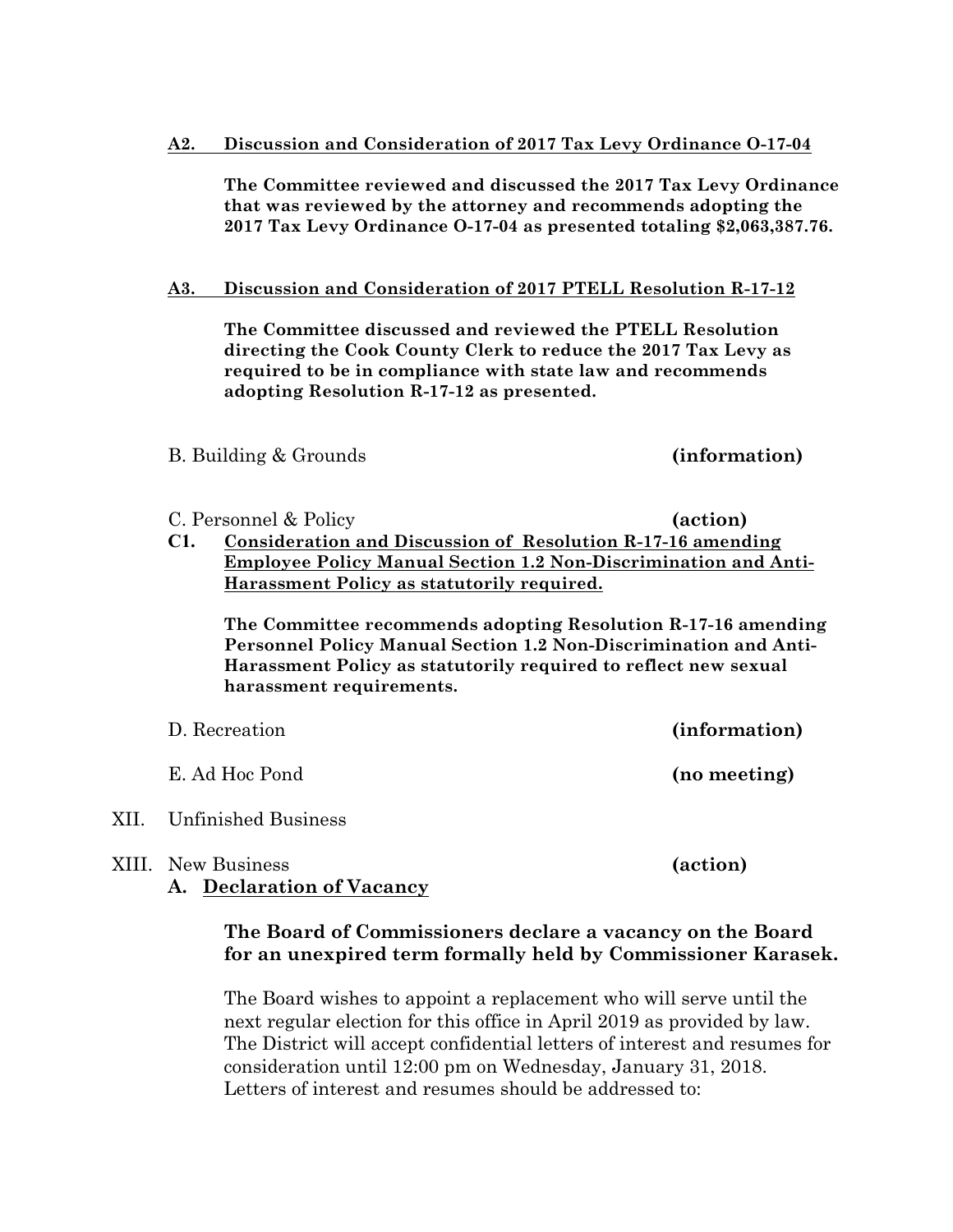**A2. Discussion and Consideration of 2017 Tax Levy Ordinance O-17-04**

**The Committee reviewed and discussed the 2017 Tax Levy Ordinance that was reviewed by the attorney and recommends adopting the 2017 Tax Levy Ordinance O-17-04 as presented totaling $2,063,387.76.**

**A3. Discussion and Consideration of 2017 PTELL Resolution R-17-12**

**The Committee discussed and reviewed the PTELL Resolution directing the Cook County Clerk to reduce the 2017 Tax Levy as required to be in compliance with state law and recommends adopting Resolution R-17-12 as presented.**

B. Building & Grounds **(information)**

C. Personnel & Policy **(action)**

**C1. Consideration and Discussion of Resolution R-17-16 amending Employee Policy Manual Section 1.2 Non-Discrimination and Anti-Harassment Policy as statutorily required.**

**The Committee recommends adopting Resolution R-17-16 amending Personnel Policy Manual Section 1.2 Non-Discrimination and Anti-Harassment Policy as statutorily required to reflect new sexual harassment requirements.**

D. Recreation **(information)**

E. Ad Hoc Pond **(no meeting)**

XII. Unfinished Business

XIII. New Business **(action)**

**A. Declaration of Vacancy**

**The Board of Commissioners declare a vacancy on the Board for an unexpired term formally held by Commissioner Karasek.**

The Board wishes to appoint a replacement who will serve until the next regular election for this office in April 2019 as provided by law. The District will accept confidential letters of interest and resumes for consideration until 12:00 pm on Wednesday, January 31, 2018. Letters of interest and resumes should be addressed to: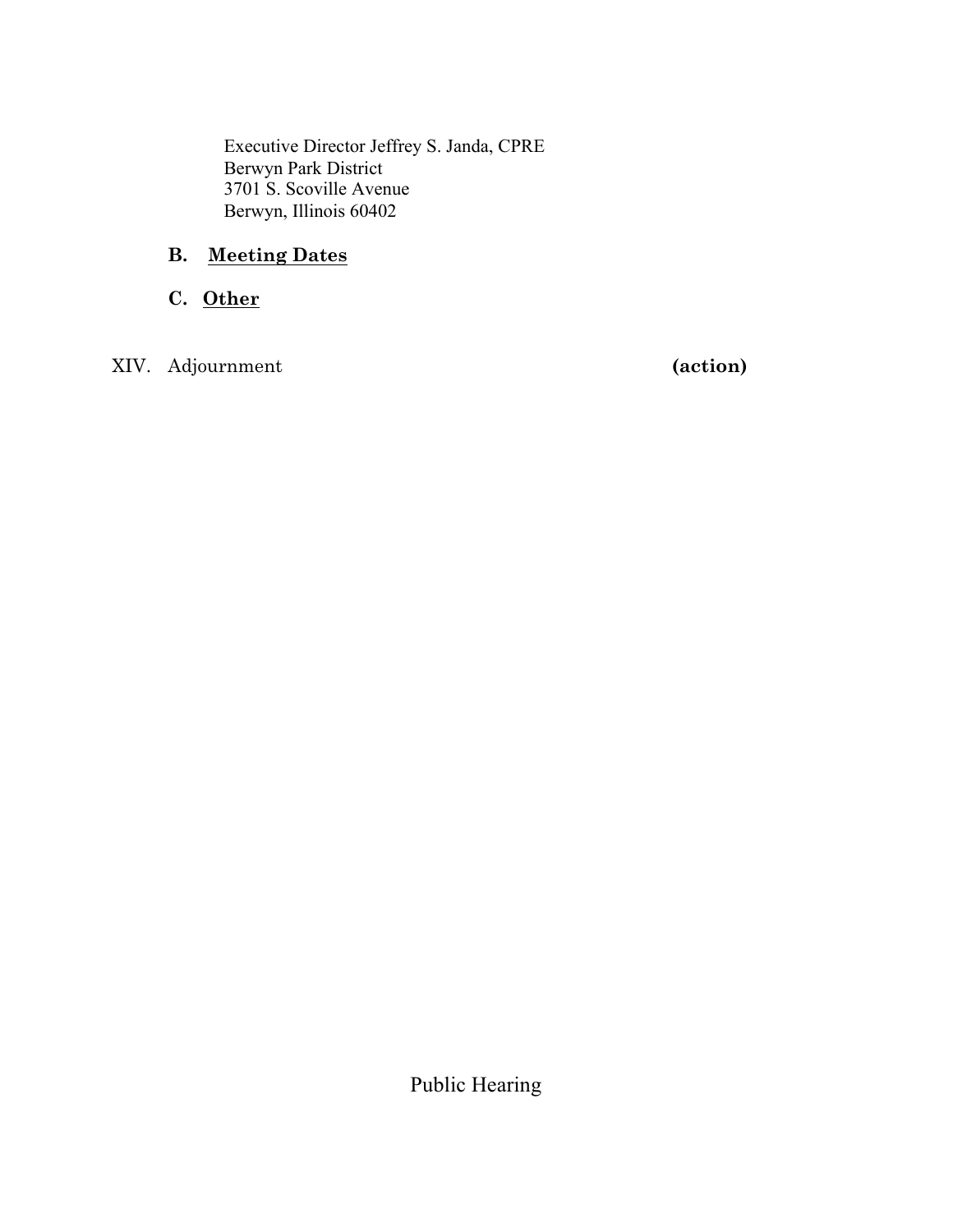Executive Director Jeffrey S. Janda, CPRE
Berwyn Park District
3701 S. Scoville Avenue
Berwyn, Illinois 60402

**B. <u>Meeting Dates</u>**

**C. <u>Other</u>**

XIV. Adjournment **(action)**

Public Hearing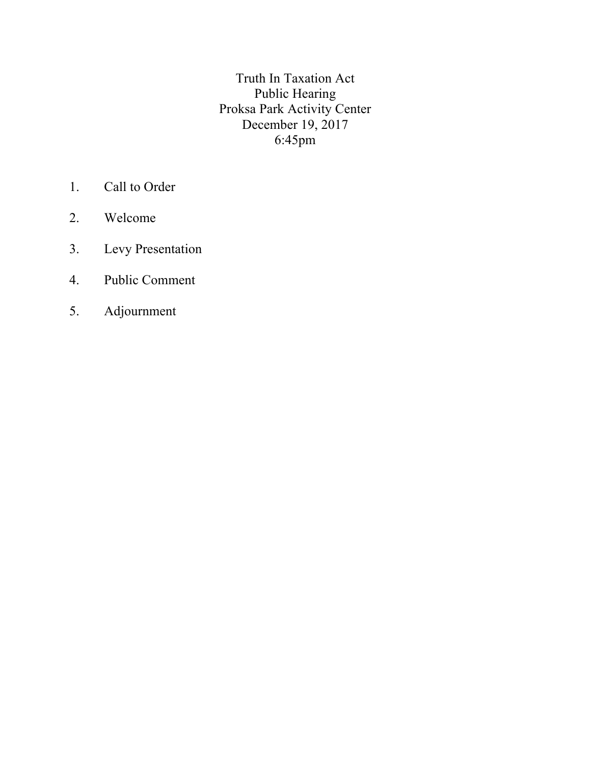# Truth In Taxation Act
## Public Hearing
## Proksa Park Activity Center
## December 19, 2017
## 6:45pm

1. Call to Order
2. Welcome
3. Levy Presentation
4. Public Comment
5. Adjournment